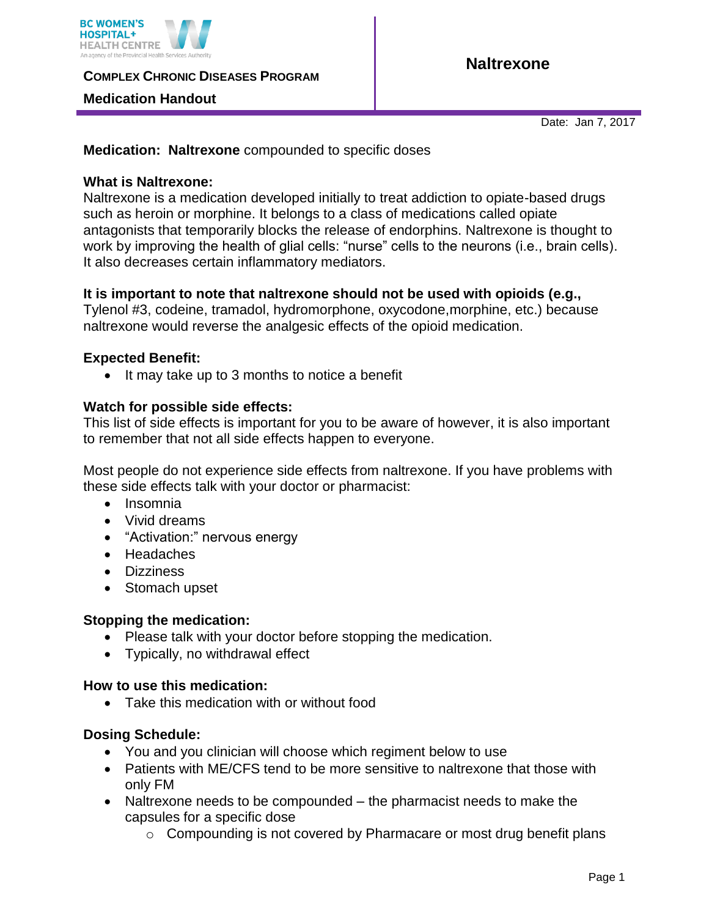BC WOMEN'S HOSPITAL+ HEALTH CENTRE
An agency of the Provincial Health Services Authority

**COMPLEX CHRONIC DISEASES PROGRAM**

**Medication Handout**

# Naltrexone

Date: Jan 7, 2017

**Medication: Naltrexone** compounded to specific doses

**What is Naltrexone:**
Naltrexone is a medication developed initially to treat addiction to opiate-based drugs such as heroin or morphine. It belongs to a class of medications called opiate antagonists that temporarily blocks the release of endorphins. Naltrexone is thought to work by improving the health of glial cells: "nurse" cells to the neurons (i.e., brain cells). It also decreases certain inflammatory mediators.

**It is important to note that naltrexone should not be used with opioids (e.g.,** Tylenol #3, codeine, tramadol, hydromorphone, oxycodone,morphine, etc.) because naltrexone would reverse the analgesic effects of the opioid medication.

**Expected Benefit:**

- It may take up to 3 months to notice a benefit

**Watch for possible side effects:**
This list of side effects is important for you to be aware of however, it is also important to remember that not all side effects happen to everyone.

Most people do not experience side effects from naltrexone. If you have problems with these side effects talk with your doctor or pharmacist:

- Insomnia
- Vivid dreams
- "Activation:" nervous energy
- Headaches
- Dizziness
- Stomach upset

**Stopping the medication:**

- Please talk with your doctor before stopping the medication.
- Typically, no withdrawal effect

**How to use this medication:**

- Take this medication with or without food

**Dosing Schedule:**

- You and you clinician will choose which regiment below to use
- Patients with ME/CFS tend to be more sensitive to naltrexone that those with only FM
- Naltrexone needs to be compounded – the pharmacist needs to make the capsules for a specific dose
  - Compounding is not covered by Pharmacare or most drug benefit plans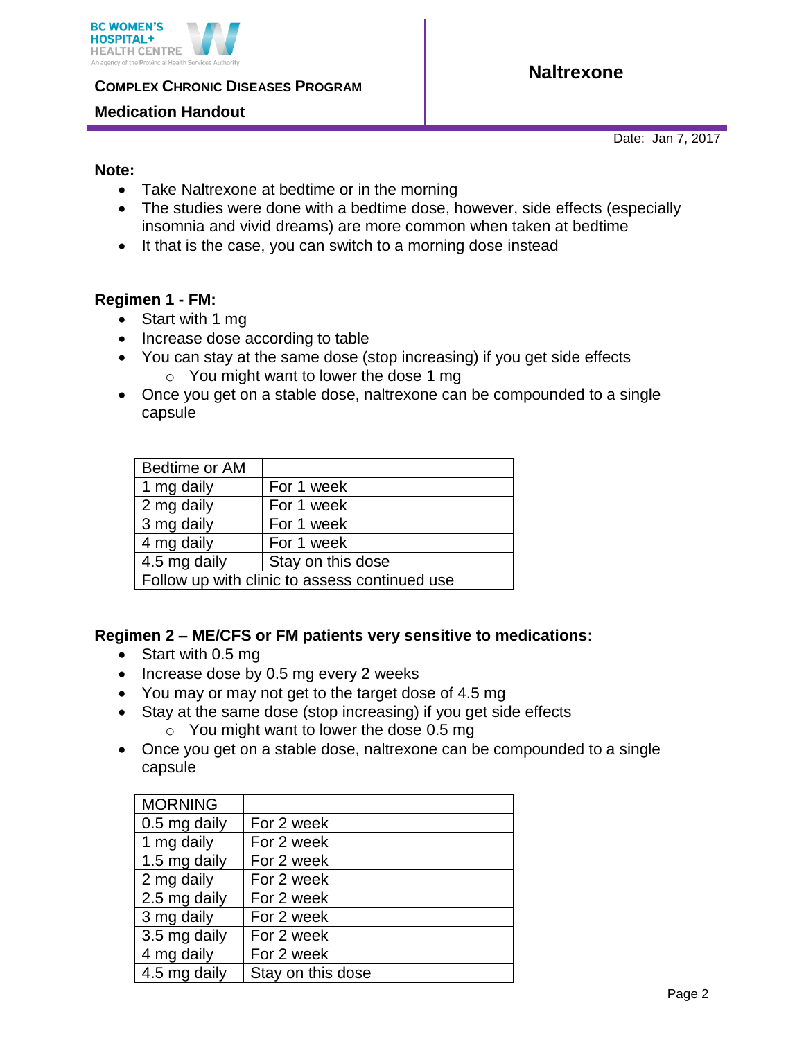BC WOMEN'S HOSPITAL+ HEALTH CENTRE
An agency of the Provincial Health Services Authority

**COMPLEX CHRONIC DISEASES PROGRAM**

**Medication Handout**

# Naltrexone

Date: Jan 7, 2017

**Note:**

- Take Naltrexone at bedtime or in the morning
- The studies were done with a bedtime dose, however, side effects (especially insomnia and vivid dreams) are more common when taken at bedtime
- It that is the case, you can switch to a morning dose instead

## Regimen 1 - FM:

- Start with 1 mg
- Increase dose according to table
- You can stay at the same dose (stop increasing) if you get side effects
  - You might want to lower the dose 1 mg
- Once you get on a stable dose, naltrexone can be compounded to a single capsule

| Bedtime or AM | |
|---|---|
| 1 mg daily | For 1 week |
| 2 mg daily | For 1 week |
| 3 mg daily | For 1 week |
| 4 mg daily | For 1 week |
| 4.5 mg daily | Stay on this dose |
| Follow up with clinic to assess continued use | |

## Regimen 2 – ME/CFS or FM patients very sensitive to medications:

- Start with 0.5 mg
- Increase dose by 0.5 mg every 2 weeks
- You may or may not get to the target dose of 4.5 mg
- Stay at the same dose (stop increasing) if you get side effects
  - You might want to lower the dose 0.5 mg
- Once you get on a stable dose, naltrexone can be compounded to a single capsule

| MORNING | |
|---|---|
| 0.5 mg daily | For 2 week |
| 1 mg daily | For 2 week |
| 1.5 mg daily | For 2 week |
| 2 mg daily | For 2 week |
| 2.5 mg daily | For 2 week |
| 3 mg daily | For 2 week |
| 3.5 mg daily | For 2 week |
| 4 mg daily | For 2 week |
| 4.5 mg daily | Stay on this dose |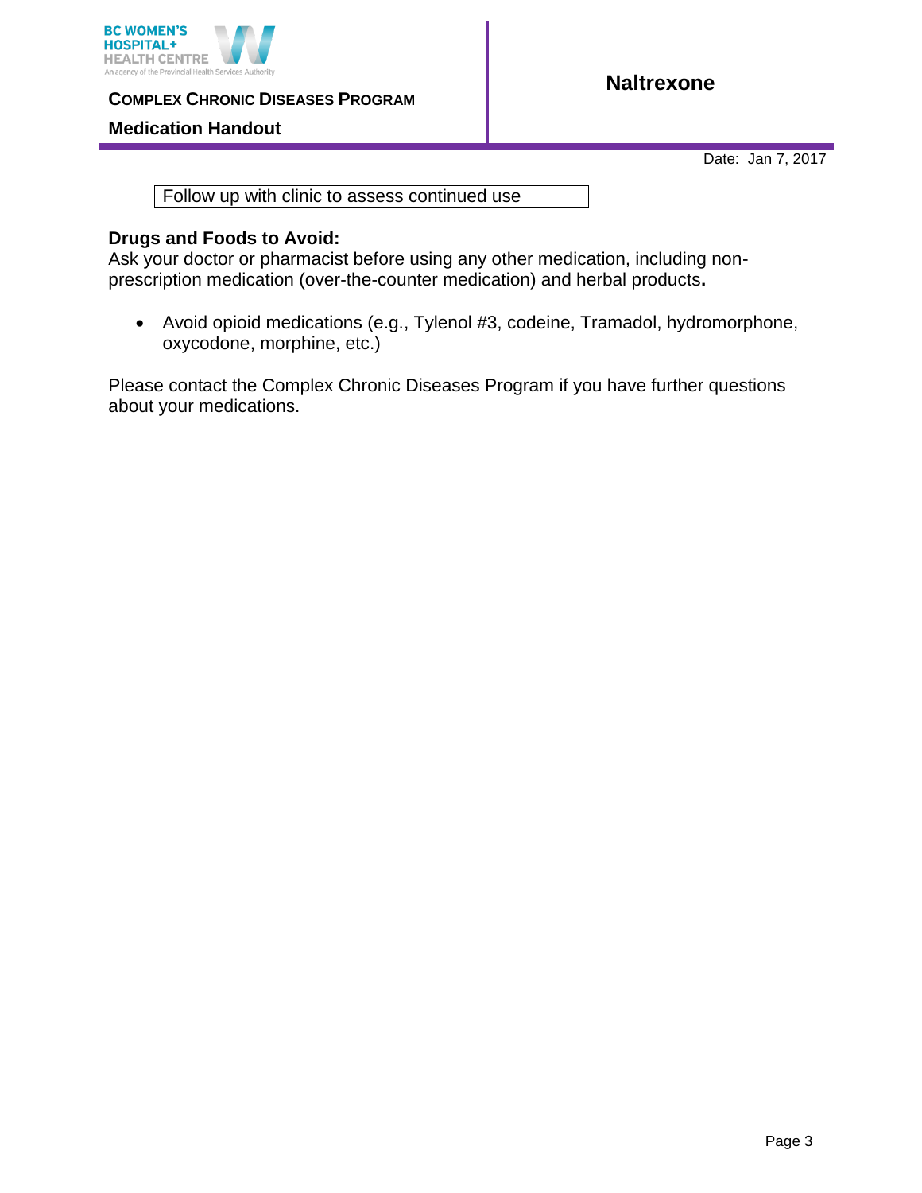Follow up with clinic to assess continued use

**Drugs and Foods to Avoid:**
Ask your doctor or pharmacist before using any other medication, including non-prescription medication (over-the-counter medication) and herbal products**.**

- Avoid opioid medications (e.g., Tylenol #3, codeine, Tramadol, hydromorphone, oxycodone, morphine, etc.)

Please contact the Complex Chronic Diseases Program if you have further questions about your medications.